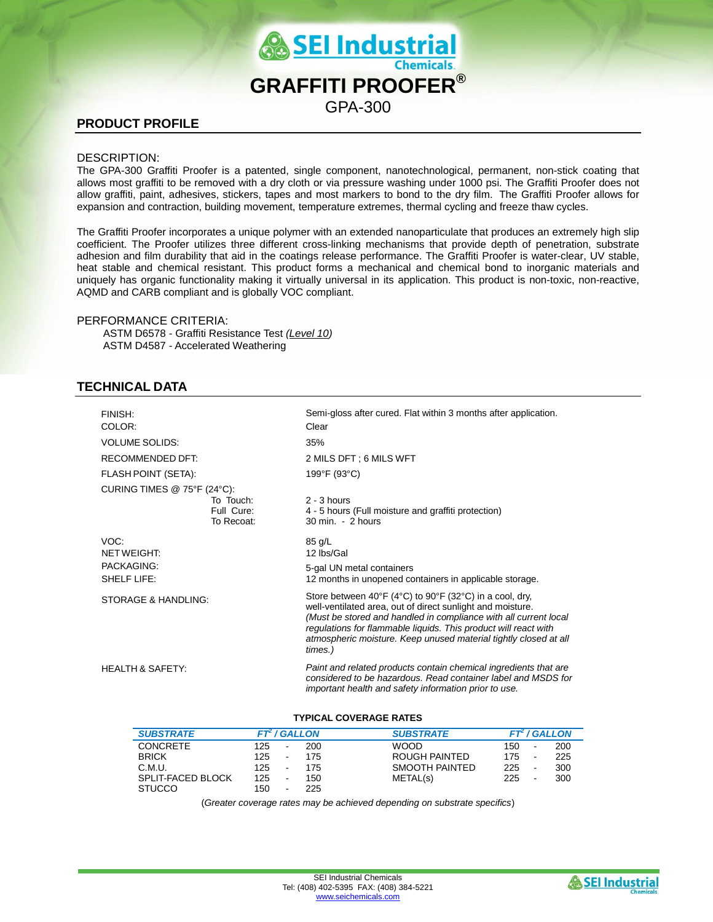# GRAFFITI PROOFER®

GPA-300

## PRODUCT PROFILE

DESCRIPTION:

The GPA-300 Graffiti Proofer is a patented, single component, nanotechnological, permanent, non-stick coating that allows most graffiti to be removed with a dry cloth or via pressure washing under 1000 psi. The Graffiti Proofer does not allow graffiti, paint, adhesives, stickers, tapes and most markers to bond to the dry film. The Graffiti Proofer allows for expansion and contraction, building movement, temperature extremes, thermal cycling and freeze thaw cycles.

The Graffiti Proofer incorporates a unique polymer with an extended nanoparticulate that produces an extremely high slip coefficient. The Proofer utilizes three different cross-linking mechanisms that provide depth of penetration, substrate adhesion and film durability that aid in the coatings release performance. The Graffiti Proofer is water-clear, UV stable, heat stable and chemical resistant. This product forms a mechanical and chemical bond to inorganic materials and uniquely has organic functionality making it virtually universal in its application. This product is non-toxic, non-reactive, AQMD and CARB compliant and is globally VOC compliant.

PERFORMANCE CRITERIA:

ASTM D6578 - Graffiti Resistance Test *(Level 10)*
ASTM D4587 - Accelerated Weathering

## TECHNICAL DATA

| | |
|---|---|
| FINISH: | Semi-gloss after cured. Flat within 3 months after application. |
| COLOR: | Clear |
| VOLUME SOLIDS: | 35% |
| RECOMMENDED DFT: | 2 MILS DFT ; 6 MILS WFT |
| FLASH POINT (SETA): | 199°F (93°C) |
| CURING TIMES @ 75°F (24°C): | |
| To Touch: | 2 - 3 hours |
| Full Cure: | 4 - 5 hours (Full moisture and graffiti protection) |
| To Recoat: | 30 min. - 2 hours |
| VOC: | 85 g/L |
| NET WEIGHT: | 12 lbs/Gal |
| PACKAGING: | 5-gal UN metal containers |
| SHELF LIFE: | 12 months in unopened containers in applicable storage. |
| STORAGE & HANDLING: | Store between 40°F (4°C) to 90°F (32°C) in a cool, dry, well-ventilated area, out of direct sunlight and moisture. *(Must be stored and handled in compliance with all current local regulations for flammable liquids. This product will react with atmospheric moisture. Keep unused material tightly closed at all times.)* |
| HEALTH & SAFETY: | *Paint and related products contain chemical ingredients that are considered to be hazardous. Read container label and MSDS for important health and safety information prior to use.* |

**TYPICAL COVERAGE RATES**

| SUBSTRATE | $FT^2$ / GALLON | SUBSTRATE | $FT^2$ / GALLON |
|---|---|---|---|
| CONCRETE | 125 - 200 | WOOD | 150 - 200 |
| BRICK | 125 - 175 | ROUGH PAINTED | 175 - 225 |
| C.M.U. | 125 - 175 | SMOOTH PAINTED | 225 - 300 |
| SPLIT-FACED BLOCK | 125 - 150 | METAL(s) | 225 - 300 |
| STUCCO | 150 - 225 | | |

(*Greater coverage rates may be achieved depending on substrate specifics*)

SEI Industrial Chemicals
Tel: (408) 402-5395 FAX: (408) 384-5221
www.seichemicals.com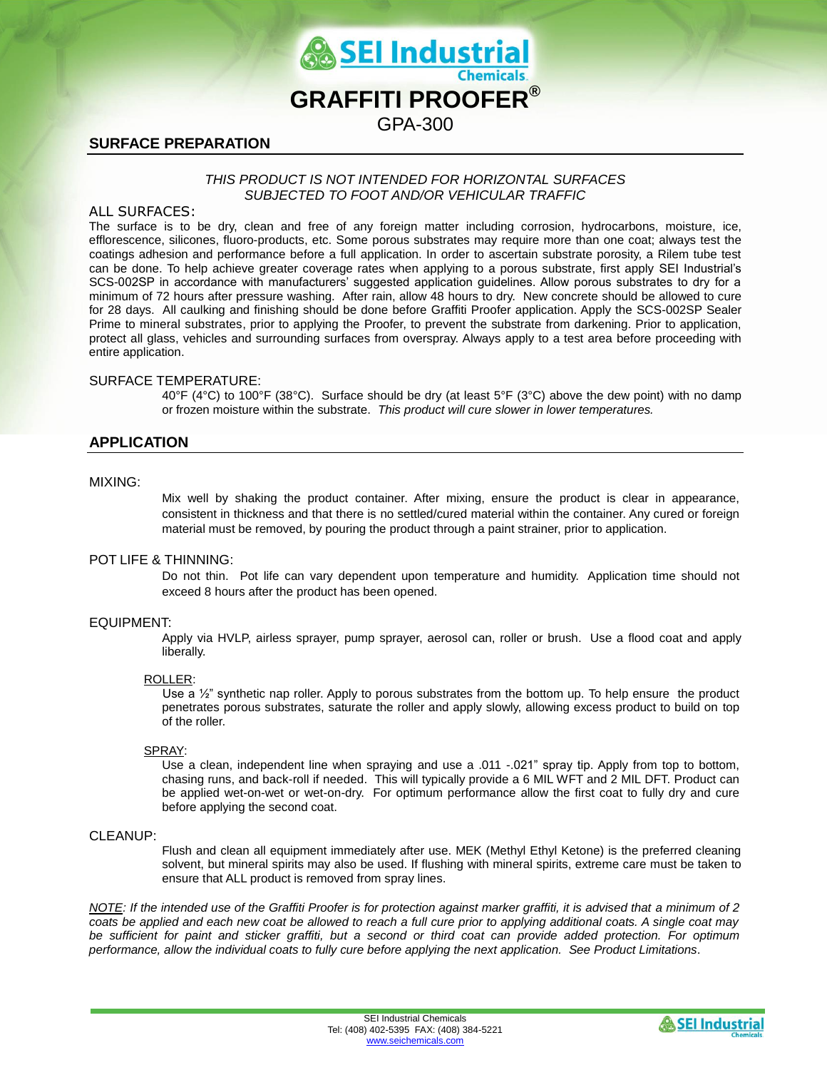# GRAFFITI PROOFER®

GPA-300

## SURFACE PREPARATION

*THIS PRODUCT IS NOT INTENDED FOR HORIZONTAL SURFACES SUBJECTED TO FOOT AND/OR VEHICULAR TRAFFIC*

### ALL SURFACES:

The surface is to be dry, clean and free of any foreign matter including corrosion, hydrocarbons, moisture, ice, efflorescence, silicones, fluoro-products, etc. Some porous substrates may require more than one coat; always test the coatings adhesion and performance before a full application. In order to ascertain substrate porosity, a Rilem tube test can be done. To help achieve greater coverage rates when applying to a porous substrate, first apply SEI Industrial's SCS-002SP in accordance with manufacturers' suggested application guidelines. Allow porous substrates to dry for a minimum of 72 hours after pressure washing. After rain, allow 48 hours to dry. New concrete should be allowed to cure for 28 days. All caulking and finishing should be done before Graffiti Proofer application. Apply the SCS-002SP Sealer Prime to mineral substrates, prior to applying the Proofer, to prevent the substrate from darkening. Prior to application, protect all glass, vehicles and surrounding surfaces from overspray. Always apply to a test area before proceeding with entire application.

### SURFACE TEMPERATURE:

40°F (4°C) to 100°F (38°C). Surface should be dry (at least 5°F (3°C) above the dew point) with no damp or frozen moisture within the substrate. *This product will cure slower in lower temperatures.*

## APPLICATION

### MIXING:

Mix well by shaking the product container. After mixing, ensure the product is clear in appearance, consistent in thickness and that there is no settled/cured material within the container. Any cured or foreign material must be removed, by pouring the product through a paint strainer, prior to application.

### POT LIFE & THINNING:

Do not thin. Pot life can vary dependent upon temperature and humidity. Application time should not exceed 8 hours after the product has been opened.

### EQUIPMENT:

Apply via HVLP, airless sprayer, pump sprayer, aerosol can, roller or brush. Use a flood coat and apply liberally.

#### ROLLER:

Use a ½" synthetic nap roller. Apply to porous substrates from the bottom up. To help ensure the product penetrates porous substrates, saturate the roller and apply slowly, allowing excess product to build on top of the roller.

#### SPRAY:

Use a clean, independent line when spraying and use a .011 -.021" spray tip. Apply from top to bottom, chasing runs, and back-roll if needed. This will typically provide a 6 MIL WFT and 2 MIL DFT. Product can be applied wet-on-wet or wet-on-dry. For optimum performance allow the first coat to fully dry and cure before applying the second coat.

### CLEANUP:

Flush and clean all equipment immediately after use. MEK (Methyl Ethyl Ketone) is the preferred cleaning solvent, but mineral spirits may also be used. If flushing with mineral spirits, extreme care must be taken to ensure that ALL product is removed from spray lines.

*NOTE: If the intended use of the Graffiti Proofer is for protection against marker graffiti, it is advised that a minimum of 2 coats be applied and each new coat be allowed to reach a full cure prior to applying additional coats. A single coat may be sufficient for paint and sticker graffiti, but a second or third coat can provide added protection. For optimum performance, allow the individual coats to fully cure before applying the next application. See Product Limitations*.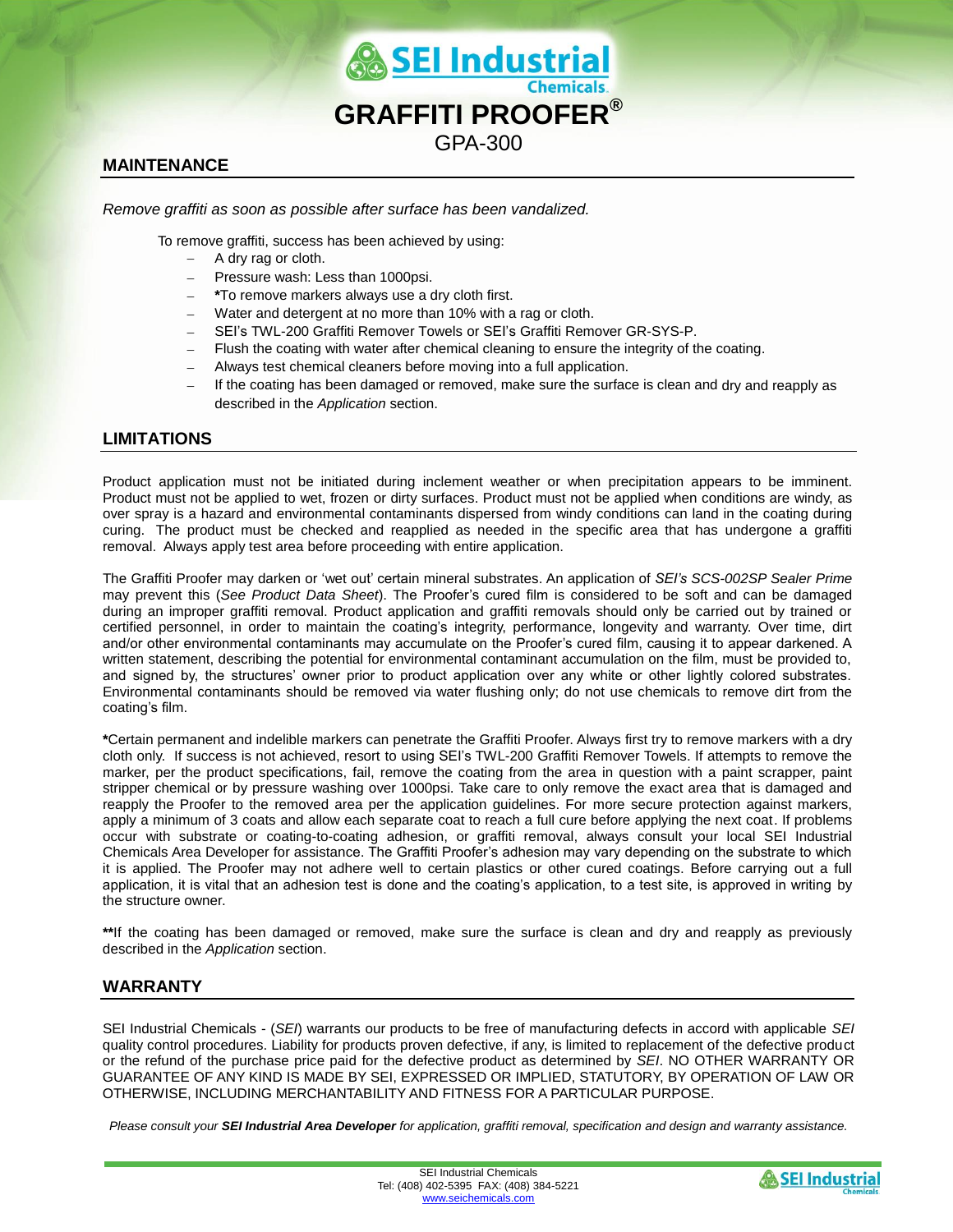# GRAFFITI PROOFER®

GPA-300

## MAINTENANCE

*Remove graffiti as soon as possible after surface has been vandalized.*

To remove graffiti, success has been achieved by using:

- A dry rag or cloth.
- Pressure wash: Less than 1000psi.
- **\***To remove markers always use a dry cloth first.
- Water and detergent at no more than 10% with a rag or cloth.
- SEI's TWL-200 Graffiti Remover Towels or SEI's Graffiti Remover GR-SYS-P.
- Flush the coating with water after chemical cleaning to ensure the integrity of the coating.
- Always test chemical cleaners before moving into a full application.
- If the coating has been damaged or removed, make sure the surface is clean and dry and reapply as described in the *Application* section.

## LIMITATIONS

Product application must not be initiated during inclement weather or when precipitation appears to be imminent. Product must not be applied to wet, frozen or dirty surfaces. Product must not be applied when conditions are windy, as over spray is a hazard and environmental contaminants dispersed from windy conditions can land in the coating during curing. The product must be checked and reapplied as needed in the specific area that has undergone a graffiti removal. Always apply test area before proceeding with entire application.

The Graffiti Proofer may darken or 'wet out' certain mineral substrates. An application of *SEI's SCS-002SP Sealer Prime* may prevent this (*See Product Data Sheet*). The Proofer's cured film is considered to be soft and can be damaged during an improper graffiti removal. Product application and graffiti removals should only be carried out by trained or certified personnel, in order to maintain the coating's integrity, performance, longevity and warranty. Over time, dirt and/or other environmental contaminants may accumulate on the Proofer's cured film, causing it to appear darkened. A written statement, describing the potential for environmental contaminant accumulation on the film, must be provided to, and signed by, the structures' owner prior to product application over any white or other lightly colored substrates. Environmental contaminants should be removed via water flushing only; do not use chemicals to remove dirt from the coating's film.

**\***Certain permanent and indelible markers can penetrate the Graffiti Proofer. Always first try to remove markers with a dry cloth only. If success is not achieved, resort to using SEI's TWL-200 Graffiti Remover Towels. If attempts to remove the marker, per the product specifications, fail, remove the coating from the area in question with a paint scrapper, paint stripper chemical or by pressure washing over 1000psi. Take care to only remove the exact area that is damaged and reapply the Proofer to the removed area per the application guidelines. For more secure protection against markers, apply a minimum of 3 coats and allow each separate coat to reach a full cure before applying the next coat. If problems occur with substrate or coating-to-coating adhesion, or graffiti removal, always consult your local SEI Industrial Chemicals Area Developer for assistance. The Graffiti Proofer's adhesion may vary depending on the substrate to which it is applied. The Proofer may not adhere well to certain plastics or other cured coatings. Before carrying out a full application, it is vital that an adhesion test is done and the coating's application, to a test site, is approved in writing by the structure owner.

**\*\***If the coating has been damaged or removed, make sure the surface is clean and dry and reapply as previously described in the *Application* section.

## WARRANTY

SEI Industrial Chemicals - (*SEI*) warrants our products to be free of manufacturing defects in accord with applicable *SEI* quality control procedures. Liability for products proven defective, if any, is limited to replacement of the defective product or the refund of the purchase price paid for the defective product as determined by *SEI*. NO OTHER WARRANTY OR GUARANTEE OF ANY KIND IS MADE BY SEI, EXPRESSED OR IMPLIED, STATUTORY, BY OPERATION OF LAW OR OTHERWISE, INCLUDING MERCHANTABILITY AND FITNESS FOR A PARTICULAR PURPOSE.

*Please consult your **SEI Industrial Area Developer** for application, graffiti removal, specification and design and warranty assistance.*